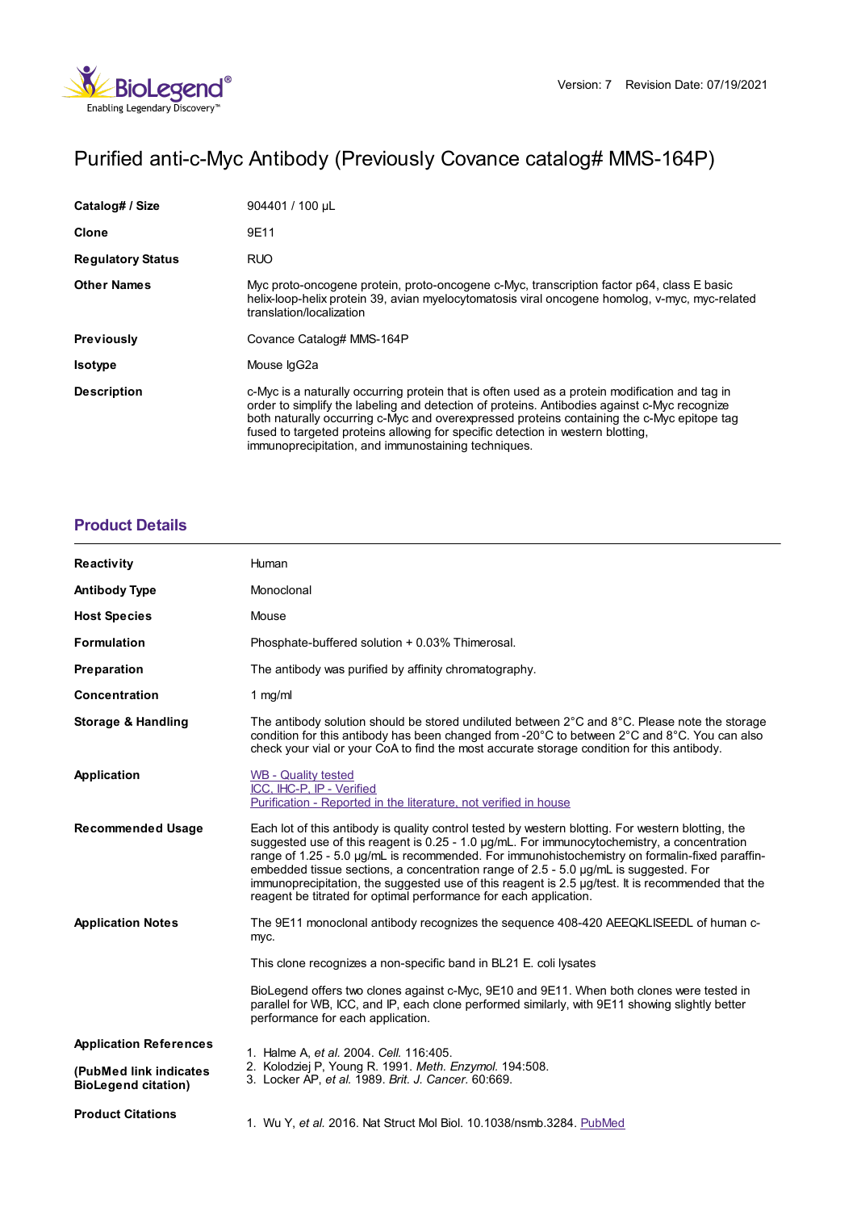Version: 7 Revision Date: 07/19/2021

# Purified anti-c-Myc Antibody (Previously Covance catalog# MMS-164P)

| | |
|---|---|
| **Catalog# / Size** | 904401 / 100 µL |
| **Clone** | 9E11 |
| **Regulatory Status** | RUO |
| **Other Names** | Myc proto-oncogene protein, proto-oncogene c-Myc, transcription factor p64, class E basic helix-loop-helix protein 39, avian myelocytomatosis viral oncogene homolog, v-myc, myc-related translation/localization |
| **Previously** | Covance Catalog# MMS-164P |
| **Isotype** | Mouse IgG2a |
| **Description** | c-Myc is a naturally occurring protein that is often used as a protein modification and tag in order to simplify the labeling and detection of proteins. Antibodies against c-Myc recognize both naturally occurring c-Myc and overexpressed proteins containing the c-Myc epitope tag fused to targeted proteins allowing for specific detection in western blotting, immunoprecipitation, and immunostaining techniques. |

## Product Details

| | |
|---|---|
| **Reactivity** | Human |
| **Antibody Type** | Monoclonal |
| **Host Species** | Mouse |
| **Formulation** | Phosphate-buffered solution + 0.03% Thimerosal. |
| **Preparation** | The antibody was purified by affinity chromatography. |
| **Concentration** | 1 mg/ml |
| **Storage & Handling** | The antibody solution should be stored undiluted between 2°C and 8°C. Please note the storage condition for this antibody has been changed from -20°C to between 2°C and 8°C. You can also check your vial or your CoA to find the most accurate storage condition for this antibody. |
| **Application** | WB - Quality tested<br>ICC, IHC-P, IP - Verified<br>Purification - Reported in the literature, not verified in house |
| **Recommended Usage** | Each lot of this antibody is quality control tested by western blotting. For western blotting, the suggested use of this reagent is 0.25 - 1.0 µg/mL. For immunocytochemistry, a concentration range of 1.25 - 5.0 µg/mL is recommended. For immunohistochemistry on formalin-fixed paraffin-embedded tissue sections, a concentration range of 2.5 - 5.0 µg/mL is suggested. For immunoprecipitation, the suggested use of this reagent is 2.5 µg/test. It is recommended that the reagent be titrated for optimal performance for each application. |
| **Application Notes** | The 9E11 monoclonal antibody recognizes the sequence 408-420 AEEQKLISEEDL of human c-myc.<br><br>This clone recognizes a non-specific band in BL21 E. coli lysates<br><br>BioLegend offers two clones against c-Myc, 9E10 and 9E11. When both clones were tested in parallel for WB, ICC, and IP, each clone performed similarly, with 9E11 showing slightly better performance for each application. |
| **Application References**<br><br>**(PubMed link indicates BioLegend citation)** | 1. Halme A, *et al.* 2004. *Cell.* 116:405.<br>2. Kolodziej P, Young R. 1991. *Meth. Enzymol.* 194:508.<br>3. Locker AP, *et al.* 1989. *Brit. J. Cancer.* 60:669. |
| **Product Citations** | 1. Wu Y, *et al.* 2016. Nat Struct Mol Biol. 10.1038/nsmb.3284. PubMed |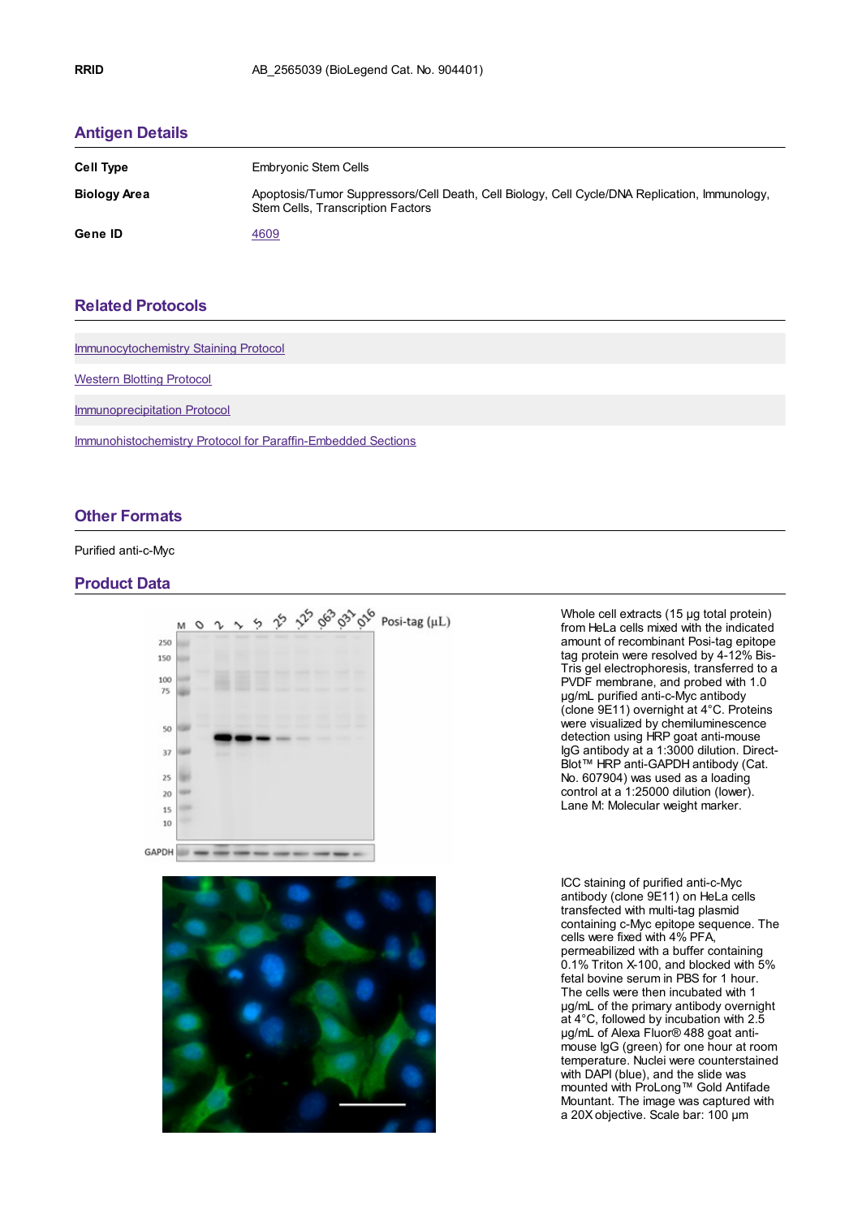| | |
|---|---|
| **RRID** | AB_2565039 (BioLegend Cat. No. 904401) |

## Antigen Details

| | |
|---|---|
| **Cell Type** | Embryonic Stem Cells |
| **Biology Area** | Apoptosis/Tumor Suppressors/Cell Death, Cell Biology, Cell Cycle/DNA Replication, Immunology, Stem Cells, Transcription Factors |
| **Gene ID** | 4609 |

## Related Protocols

Immunocytochemistry Staining Protocol

Western Blotting Protocol

Immunoprecipitation Protocol

Immunohistochemistry Protocol for Paraffin-Embedded Sections

## Other Formats

Purified anti-c-Myc

## Product Data

Whole cell extracts (15 µg total protein) from HeLa cells mixed with the indicated amount of recombinant Posi-tag epitope tag protein were resolved by 4-12% Bis-Tris gel electrophoresis, transferred to a PVDF membrane, and probed with 1.0 µg/mL purified anti-c-Myc antibody (clone 9E11) overnight at 4°C. Proteins were visualized by chemiluminescence detection using HRP goat anti-mouse IgG antibody at a 1:3000 dilution. Direct-Blot™ HRP anti-GAPDH antibody (Cat. No. 607904) was used as a loading control at a 1:25000 dilution (lower). Lane M: Molecular weight marker.

ICC staining of purified anti-c-Myc antibody (clone 9E11) on HeLa cells transfected with multi-tag plasmid containing c-Myc epitope sequence. The cells were fixed with 4% PFA, permeabilized with a buffer containing 0.1% Triton X-100, and blocked with 5% fetal bovine serum in PBS for 1 hour. The cells were then incubated with 1 µg/mL of the primary antibody overnight at 4°C, followed by incubation with 2.5 µg/mL of Alexa Fluor® 488 goat anti-mouse IgG (green) for one hour at room temperature. Nuclei were counterstained with DAPI (blue), and the slide was mounted with ProLong™ Gold Antifade Mountant. The image was captured with a 20X objective. Scale bar: 100 µm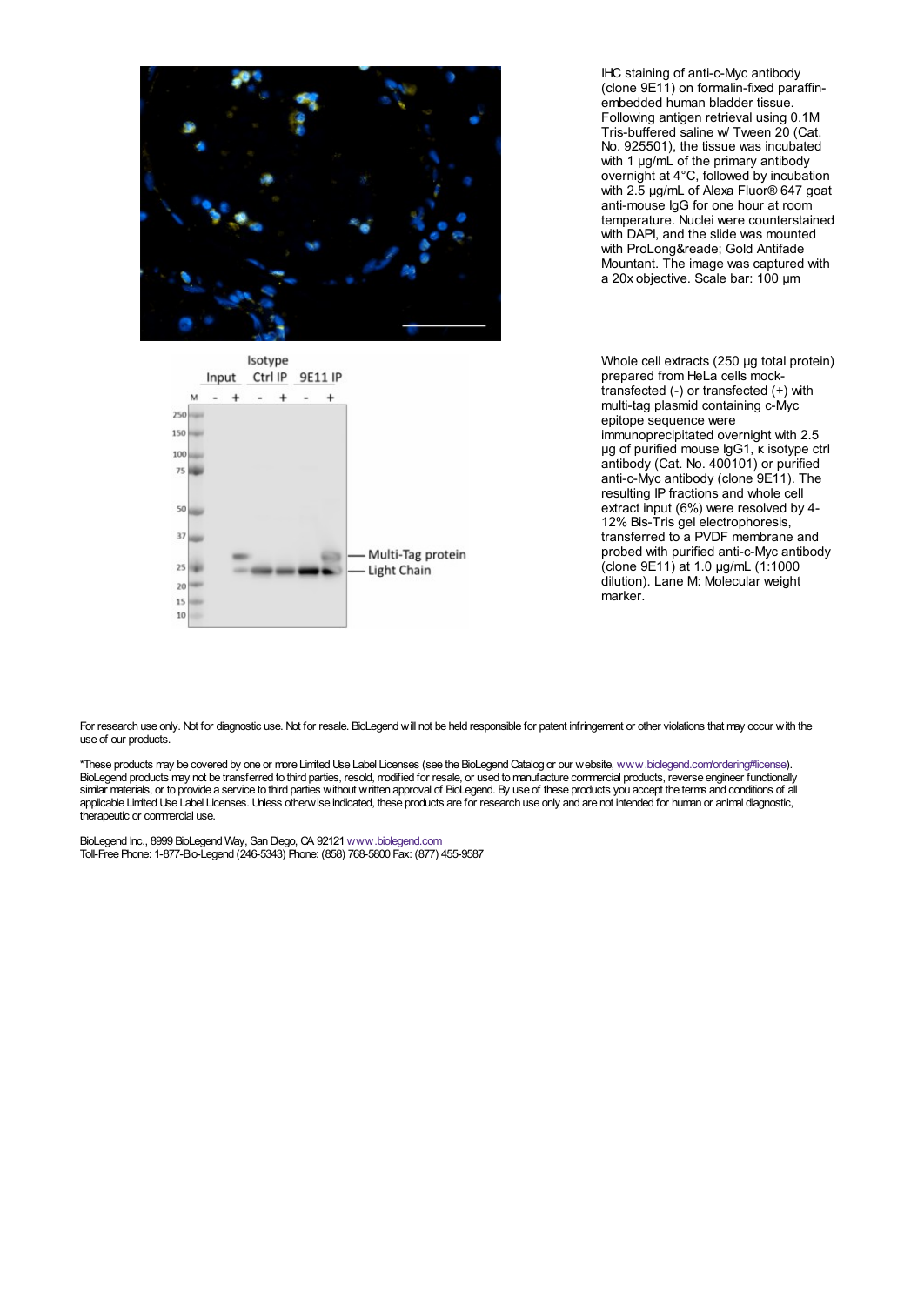IHC staining of anti-c-Myc antibody (clone 9E11) on formalin-fixed paraffin-embedded human bladder tissue. Following antigen retrieval using 0.1M Tris-buffered saline w/ Tween 20 (Cat. No. 925501), the tissue was incubated with 1 µg/mL of the primary antibody overnight at 4°C, followed by incubation with 2.5 µg/mL of Alexa Fluor® 647 goat anti-mouse IgG for one hour at room temperature. Nuclei were counterstained with DAPI, and the slide was mounted with ProLong&reade; Gold Antifade Mountant. The image was captured with a 20x objective. Scale bar: 100 µm

Isotype

Input Ctrl IP 9E11 IP

M - + - + - +

250
150
100
75
50
37
25
20
15
10

Multi-Tag protein

Light Chain

Whole cell extracts (250 µg total protein) prepared from HeLa cells mock-transfected (-) or transfected (+) with multi-tag plasmid containing c-Myc epitope sequence were immunoprecipitated overnight with 2.5 µg of purified mouse IgG1, κ isotype ctrl antibody (Cat. No. 400101) or purified anti-c-Myc antibody (clone 9E11). The resulting IP fractions and whole cell extract input (6%) were resolved by 4-12% Bis-Tris gel electrophoresis, transferred to a PVDF membrane and probed with purified anti-c-Myc antibody (clone 9E11) at 1.0 µg/mL (1:1000 dilution). Lane M: Molecular weight marker.

For research use only. Not for diagnostic use. Not for resale. BioLegend will not be held responsible for patent infringement or other violations that may occur with the use of our products.

*These products may be covered by one or more Limited Use Label Licenses (see the BioLegend Catalog or our website, www.biolegend.com/ordering#license). BioLegend products may not be transferred to third parties, resold, modified for resale, or used to manufacture commercial products, reverse engineer functionally similar materials, or to provide a service to third parties without written approval of BioLegend. By use of these products you accept the terms and conditions of all applicable Limited Use Label Licenses. Unless otherwise indicated, these products are for research use only and are not intended for human or animal diagnostic, therapeutic or commercial use.

BioLegend Inc., 8999 BioLegend Way, San Diego, CA 92121 www.biolegend.com
Toll-Free Phone: 1-877-Bio-Legend (246-5343) Phone: (858) 768-5800 Fax: (877) 455-9587